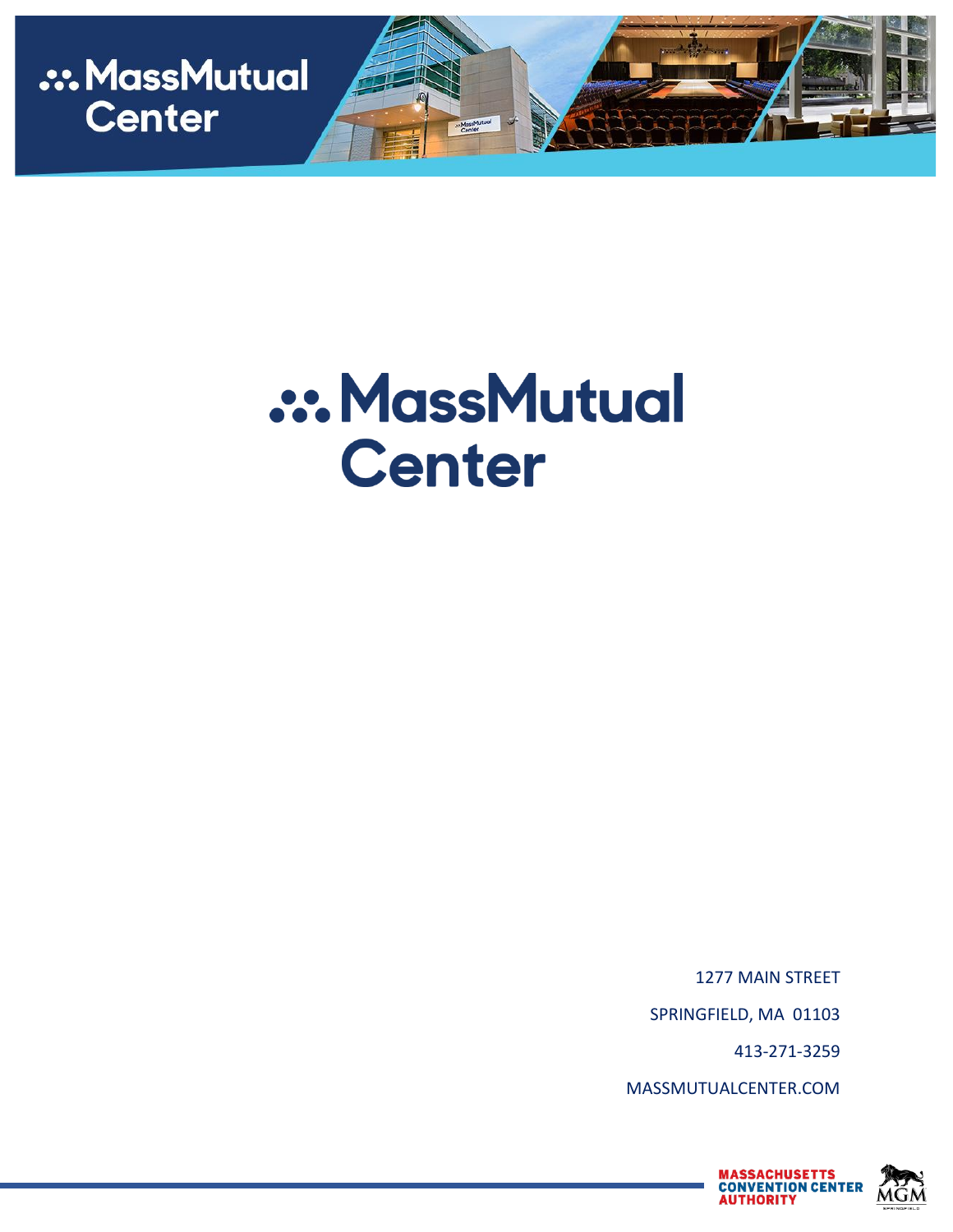# MassMutual Center

1277 MAIN STREET

SPRINGFIELD, MA 01103

413-271-3259

MASSMUTUALCENTER.COM

MASSACHUSETTS CONVENTION CENTER AUTHORITY

MGM SPRINGFIELD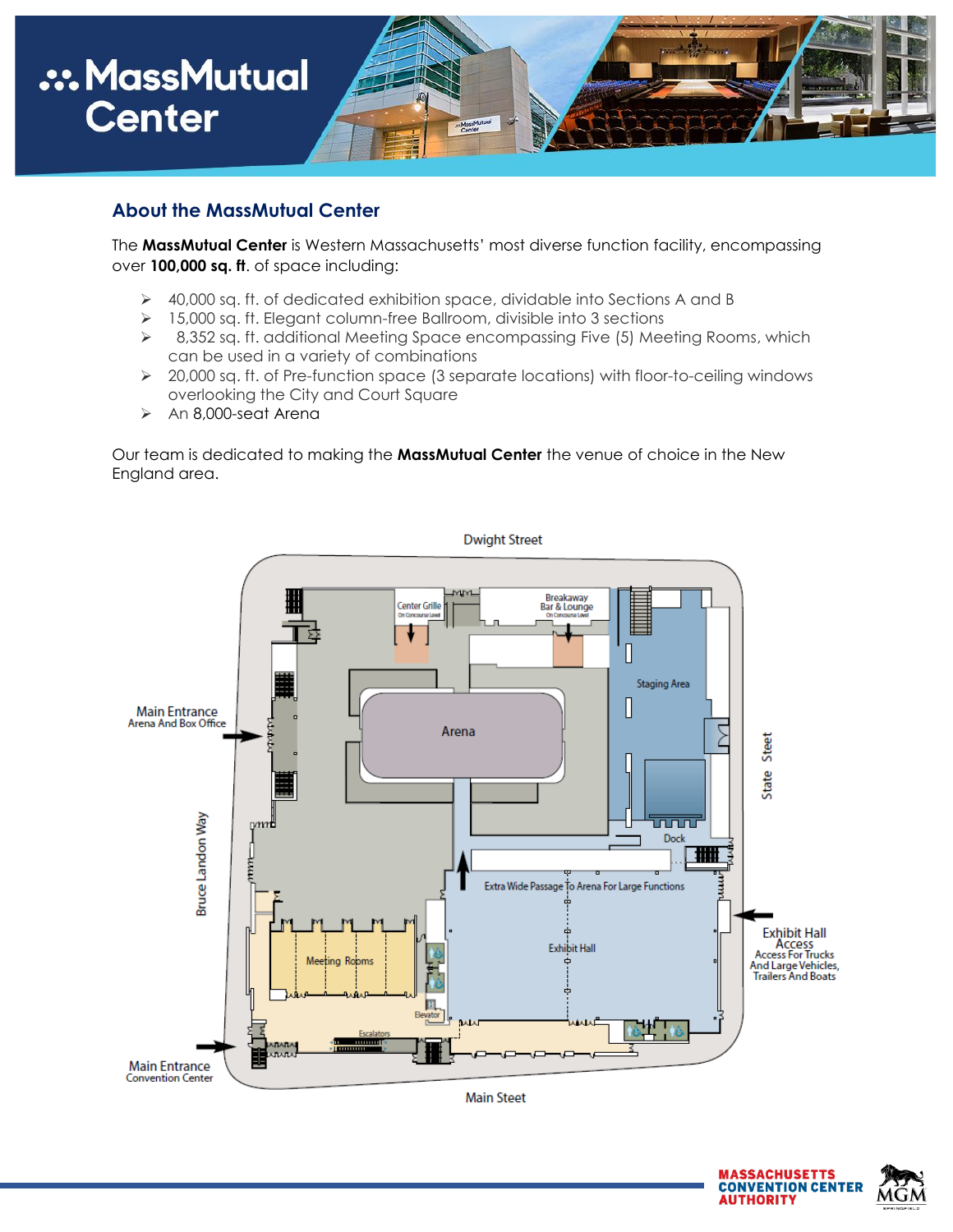## About the MassMutual Center

The **MassMutual Center** is Western Massachusetts' most diverse function facility, encompassing over **100,000 sq. ft**. of space including:

- 40,000 sq. ft. of dedicated exhibition space, dividable into Sections A and B
- 15,000 sq. ft. Elegant column-free Ballroom, divisible into 3 sections
- 8,352 sq. ft. additional Meeting Space encompassing Five (5) Meeting Rooms, which can be used in a variety of combinations
- 20,000 sq. ft. of Pre-function space (3 separate locations) with floor-to-ceiling windows overlooking the City and Court Square
- An 8,000-seat Arena

Our team is dedicated to making the **MassMutual Center** the venue of choice in the New England area.

Dwight Street

Center Grille (On Concourse Level)

Breakaway Bar & Lounge (On Concourse Level)

Staging Area

Main Entrance Arena And Box Office

Arena

State Steet

Bruce Landon Way

Dock

Extra Wide Passage To Arena For Large Functions

Exhibit Hall

Exhibit Hall Access Access For Trucks And Large Vehicles, Trailers And Boats

Meeting Rooms

Elevator

Escalators

Main Entrance Convention Center

Main Steet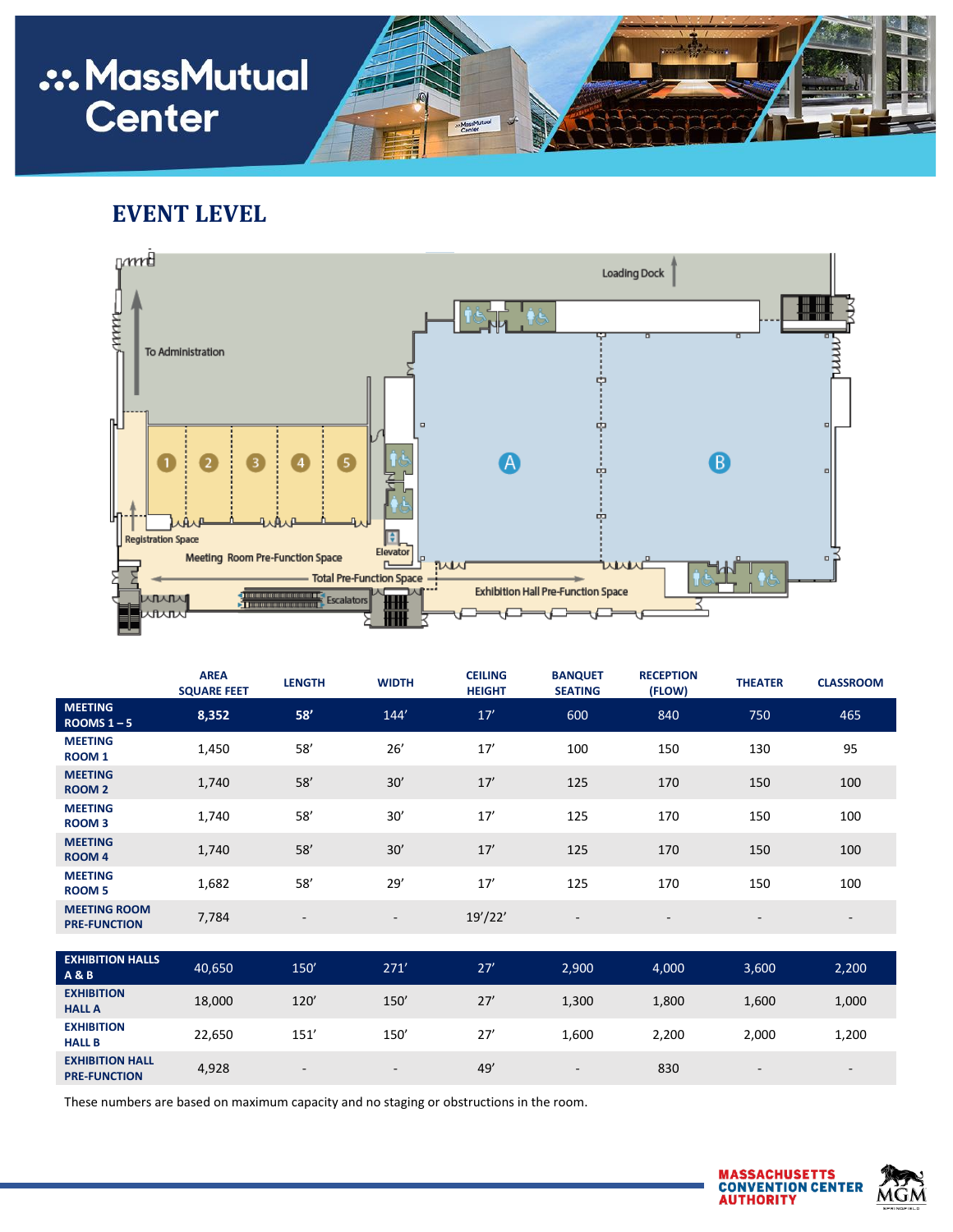# EVENT LEVEL

Loading Dock

To Administration

Registration Space

Meeting Room Pre-Function Space

Elevator

Total Pre-Function Space

Escalators

Exhibition Hall Pre-Function Space

|  | AREA SQUARE FEET | LENGTH | WIDTH | CEILING HEIGHT | BANQUET SEATING | RECEPTION (FLOW) | THEATER | CLASSROOM |
|---|---|---|---|---|---|---|---|---|
| **MEETING ROOMS 1 – 5** | **8,352** | **58’** | 144’ | 17’ | 600 | 840 | 750 | 465 |
| **MEETING ROOM 1** | 1,450 | 58’ | 26’ | 17’ | 100 | 150 | 130 | 95 |
| **MEETING ROOM 2** | 1,740 | 58’ | 30’ | 17’ | 125 | 170 | 150 | 100 |
| **MEETING ROOM 3** | 1,740 | 58’ | 30’ | 17’ | 125 | 170 | 150 | 100 |
| **MEETING ROOM 4** | 1,740 | 58’ | 30’ | 17’ | 125 | 170 | 150 | 100 |
| **MEETING ROOM 5** | 1,682 | 58’ | 29’ | 17’ | 125 | 170 | 150 | 100 |
| **MEETING ROOM PRE-FUNCTION** | 7,784 | - | - | 19’/22’ | - | - | - | - |
| **EXHIBITION HALLS A & B** | 40,650 | 150’ | 271’ | 27’ | 2,900 | 4,000 | 3,600 | 2,200 |
| **EXHIBITION HALL A** | 18,000 | 120’ | 150’ | 27’ | 1,300 | 1,800 | 1,600 | 1,000 |
| **EXHIBITION HALL B** | 22,650 | 151’ | 150’ | 27’ | 1,600 | 2,200 | 2,000 | 1,200 |
| **EXHIBITION HALL PRE-FUNCTION** | 4,928 | - | - | 49’ | - | 830 | - | - |

These numbers are based on maximum capacity and no staging or obstructions in the room.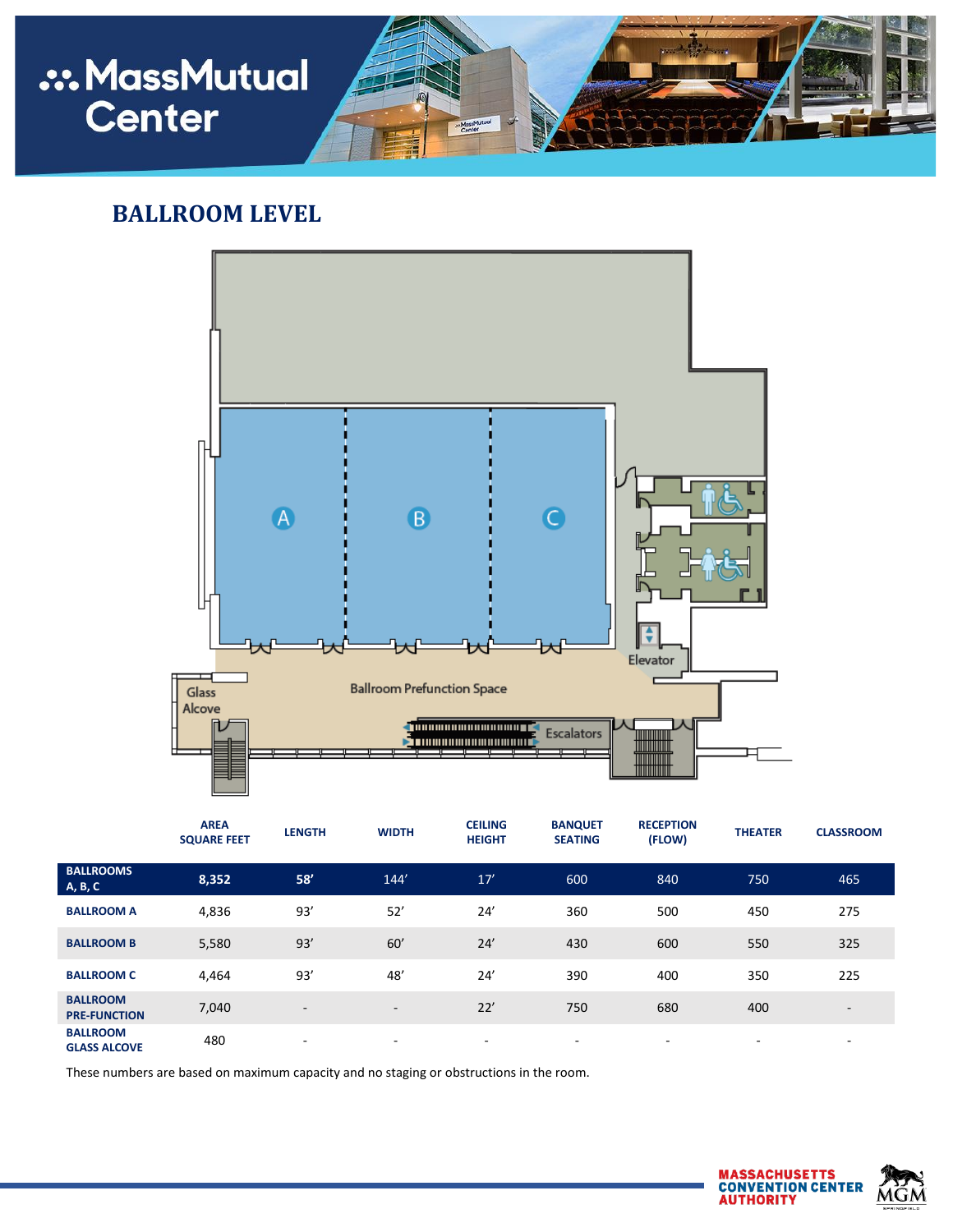# BALLROOM LEVEL

A

B

C

Elevator

Glass Alcove

Ballroom Prefunction Space

Escalators

| | AREA SQUARE FEET | LENGTH | WIDTH | CEILING HEIGHT | BANQUET SEATING | RECEPTION (FLOW) | THEATER | CLASSROOM |
|---|---|---|---|---|---|---|---|---|
| **BALLROOMS A, B, C** | **8,352** | **58'** | 144' | 17' | 600 | 840 | 750 | 465 |
| **BALLROOM A** | 4,836 | 93' | 52' | 24' | 360 | 500 | 450 | 275 |
| **BALLROOM B** | 5,580 | 93' | 60' | 24' | 430 | 600 | 550 | 325 |
| **BALLROOM C** | 4,464 | 93' | 48' | 24' | 390 | 400 | 350 | 225 |
| **BALLROOM PRE-FUNCTION** | 7,040 | - | - | 22' | 750 | 680 | 400 | - |
| **BALLROOM GLASS ALCOVE** | 480 | - | - | - | - | - | - | - |

These numbers are based on maximum capacity and no staging or obstructions in the room.